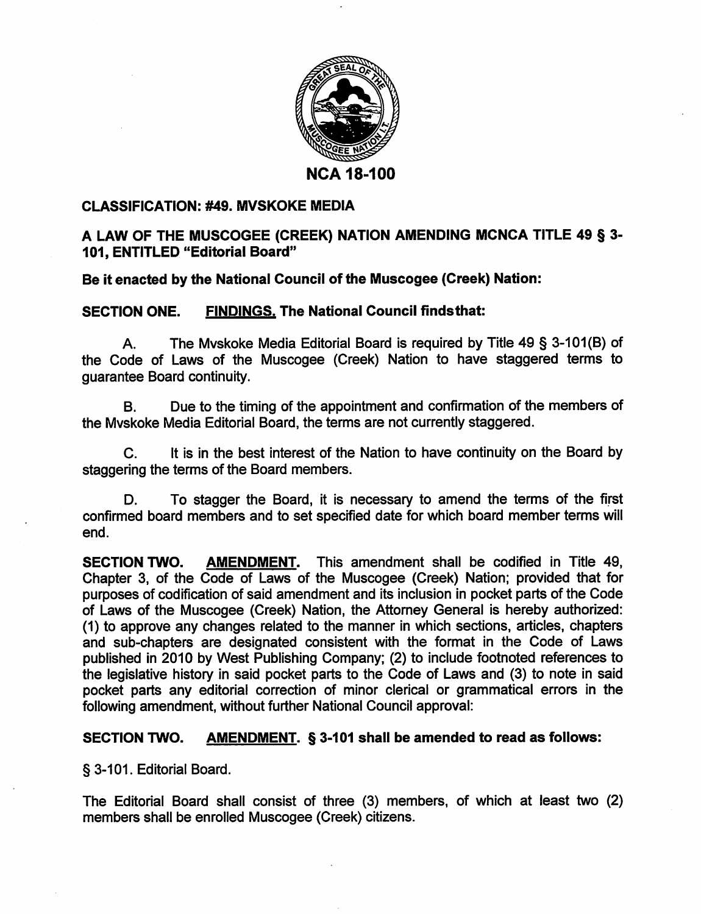# NCA 18-100

**CLASSIFICATION: #49. MVSKOKE MEDIA**

**A LAW OF THE MUSCOGEE (CREEK) NATION AMENDING MCNCA TITLE 49 § 3-101, ENTITLED "Editorial Board"**

**Be it enacted by the National Council of the Muscogee (Creek) Nation:**

**SECTION ONE. FINDINGS. The National Council findsthat:**

A. The Mvskoke Media Editorial Board is required by Title 49 § 3-101(B) of the Code of Laws of the Muscogee (Creek) Nation to have staggered terms to guarantee Board continuity.

B. Due to the timing of the appointment and confirmation of the members of the Mvskoke Media Editorial Board, the terms are not currently staggered.

C. It is in the best interest of the Nation to have continuity on the Board by staggering the terms of the Board members.

D. To stagger the Board, it is necessary to amend the terms of the first confirmed board members and to set specified date for which board member terms will end.

**SECTION TWO. AMENDMENT.** This amendment shall be codified in Title 49, Chapter 3, of the Code of Laws of the Muscogee (Creek) Nation; provided that for purposes of codification of said amendment and its inclusion in pocket parts of the Code of Laws of the Muscogee (Creek) Nation, the Attorney General is hereby authorized: (1) to approve any changes related to the manner in which sections, articles, chapters and sub-chapters are designated consistent with the format in the Code of Laws published in 2010 by West Publishing Company; (2) to include footnoted references to the legislative history in said pocket parts to the Code of Laws and (3) to note in said pocket parts any editorial correction of minor clerical or grammatical errors in the following amendment, without further National Council approval:

**SECTION TWO. AMENDMENT. § 3-101 shall be amended to read as follows:**

§ 3-101. Editorial Board.

The Editorial Board shall consist of three (3) members, of which at least two (2) members shall be enrolled Muscogee (Creek) citizens.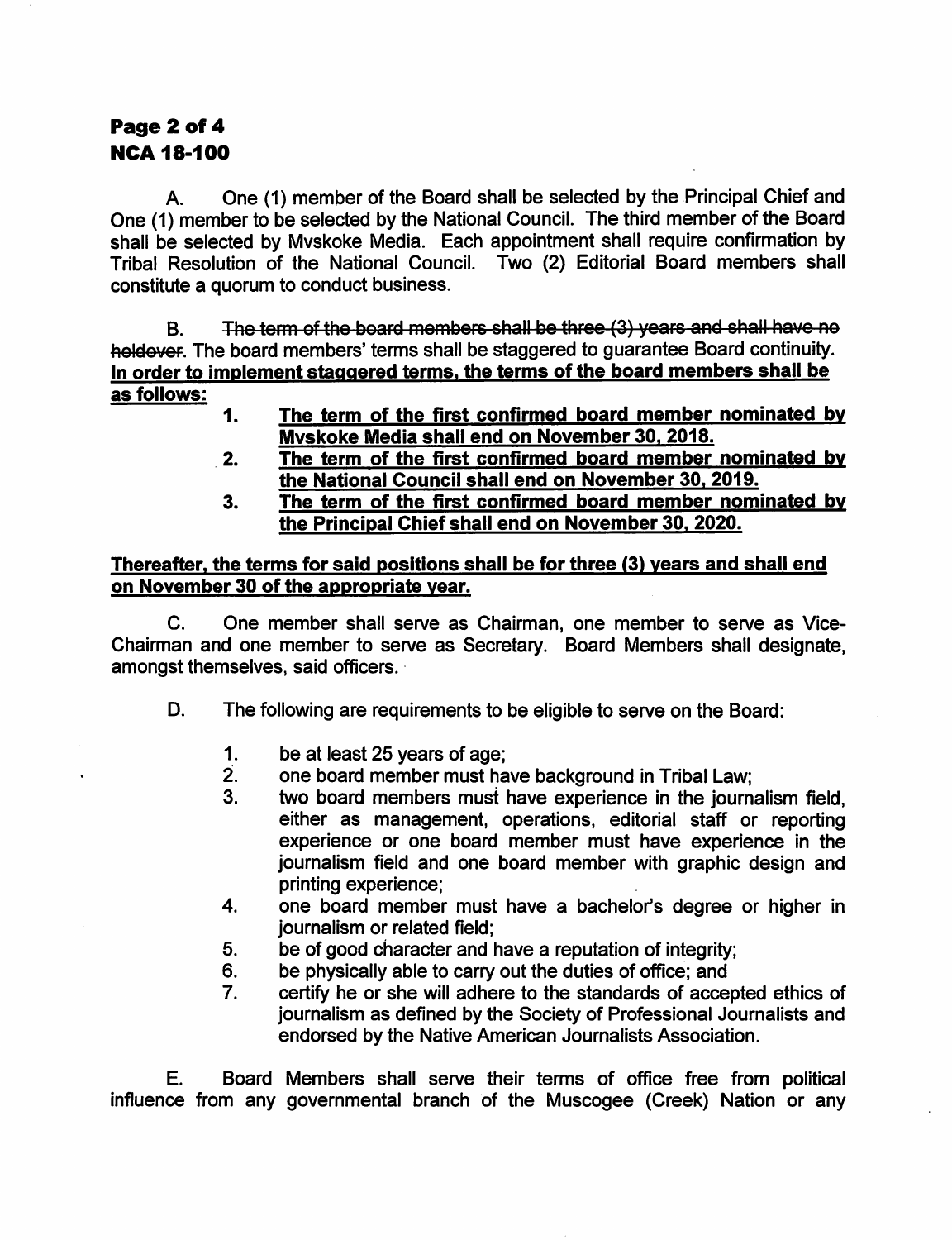A. One (1) member of the Board shall be selected by the Principal Chief and One (1) member to be selected by the National Council. The third member of the Board shall be selected by Mvskoke Media. Each appointment shall require confirmation by Tribal Resolution of the National Council. Two (2) Editorial Board members shall constitute a quorum to conduct business.

B. ~~The term of the board members shall be three (3) years and shall have no holdover~~. The board members' terms shall be staggered to guarantee Board continuity. **<u>In order to implement staggered terms, the terms of the board members shall be as follows:</u>**

1. **<u>The term of the first confirmed board member nominated by Mvskoke Media shall end on November 30, 2018.</u>**
2. **<u>The term of the first confirmed board member nominated by the National Council shall end on November 30, 2019.</u>**
3. **<u>The term of the first confirmed board member nominated by the Principal Chief shall end on November 30, 2020.</u>**

**<u>Thereafter, the terms for said positions shall be for three (3) years and shall end on November 30 of the appropriate year.</u>**

C. One member shall serve as Chairman, one member to serve as Vice-Chairman and one member to serve as Secretary. Board Members shall designate, amongst themselves, said officers.

D. The following are requirements to be eligible to serve on the Board:

1. be at least 25 years of age;
2. one board member must have background in Tribal Law;
3. two board members must have experience in the journalism field, either as management, operations, editorial staff or reporting experience or one board member must have experience in the journalism field and one board member with graphic design and printing experience;
4. one board member must have a bachelor's degree or higher in journalism or related field;
5. be of good character and have a reputation of integrity;
6. be physically able to carry out the duties of office; and
7. certify he or she will adhere to the standards of accepted ethics of journalism as defined by the Society of Professional Journalists and endorsed by the Native American Journalists Association.

E. Board Members shall serve their terms of office free from political influence from any governmental branch of the Muscogee (Creek) Nation or any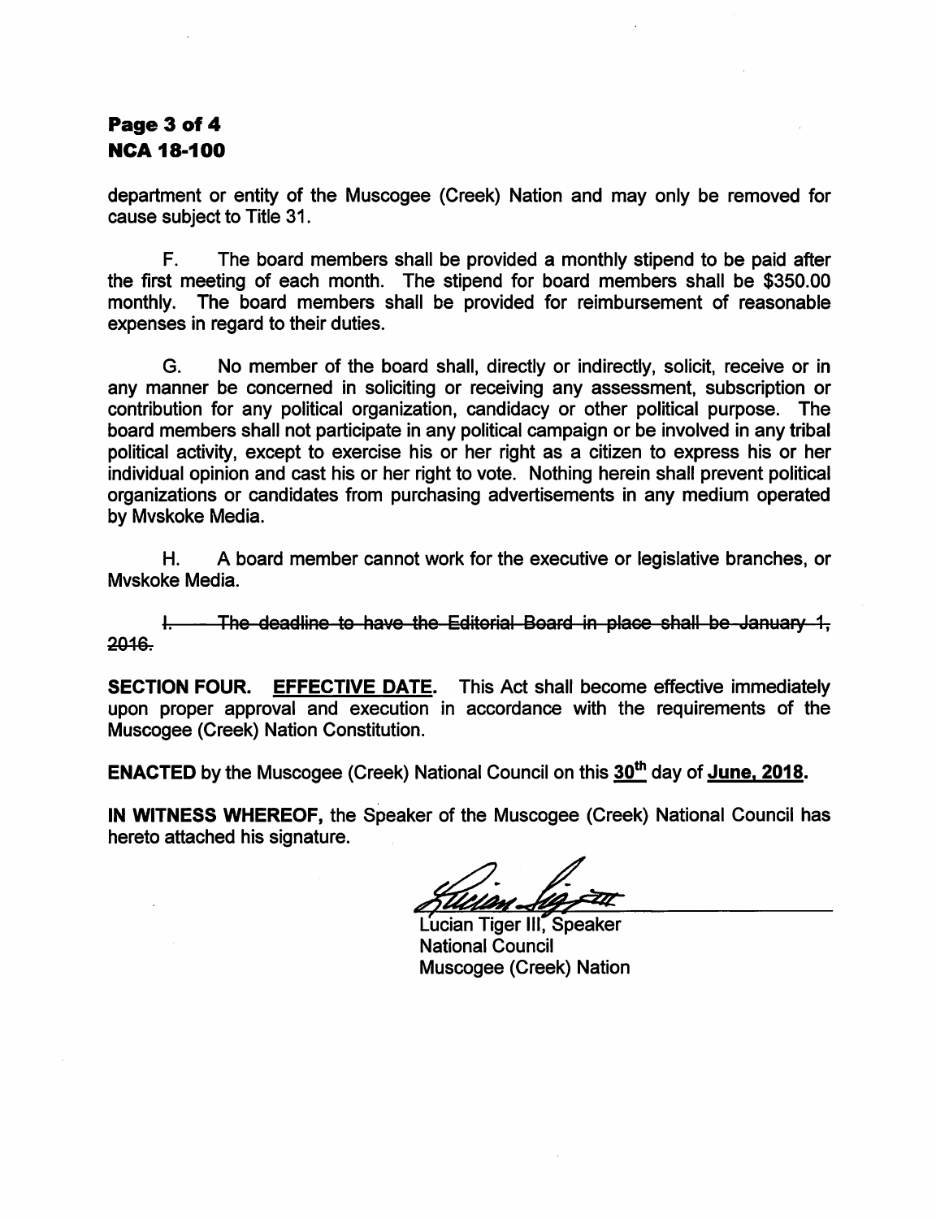department or entity of the Muscogee (Creek) Nation and may only be removed for cause subject to Title 31.

F. The board members shall be provided a monthly stipend to be paid after the first meeting of each month. The stipend for board members shall be $350.00 monthly. The board members shall be provided for reimbursement of reasonable expenses in regard to their duties.

G. No member of the board shall, directly or indirectly, solicit, receive or in any manner be concerned in soliciting or receiving any assessment, subscription or contribution for any political organization, candidacy or other political purpose. The board members shall not participate in any political campaign or be involved in any tribal political activity, except to exercise his or her right as a citizen to express his or her individual opinion and cast his or her right to vote. Nothing herein shall prevent political organizations or candidates from purchasing advertisements in any medium operated by Mvskoke Media.

H. A board member cannot work for the executive or legislative branches, or Mvskoke Media.

~~I. The deadline to have the Editorial Board in place shall be January 1, 2016.~~

**SECTION FOUR. EFFECTIVE DATE.** This Act shall become effective immediately upon proper approval and execution in accordance with the requirements of the Muscogee (Creek) Nation Constitution.

**ENACTED** by the Muscogee (Creek) National Council on this **30th** day of **June, 2018**.

**IN WITNESS WHEREOF,** the Speaker of the Muscogee (Creek) National Council has hereto attached his signature.

Lucian Tiger III, Speaker
National Council
Muscogee (Creek) Nation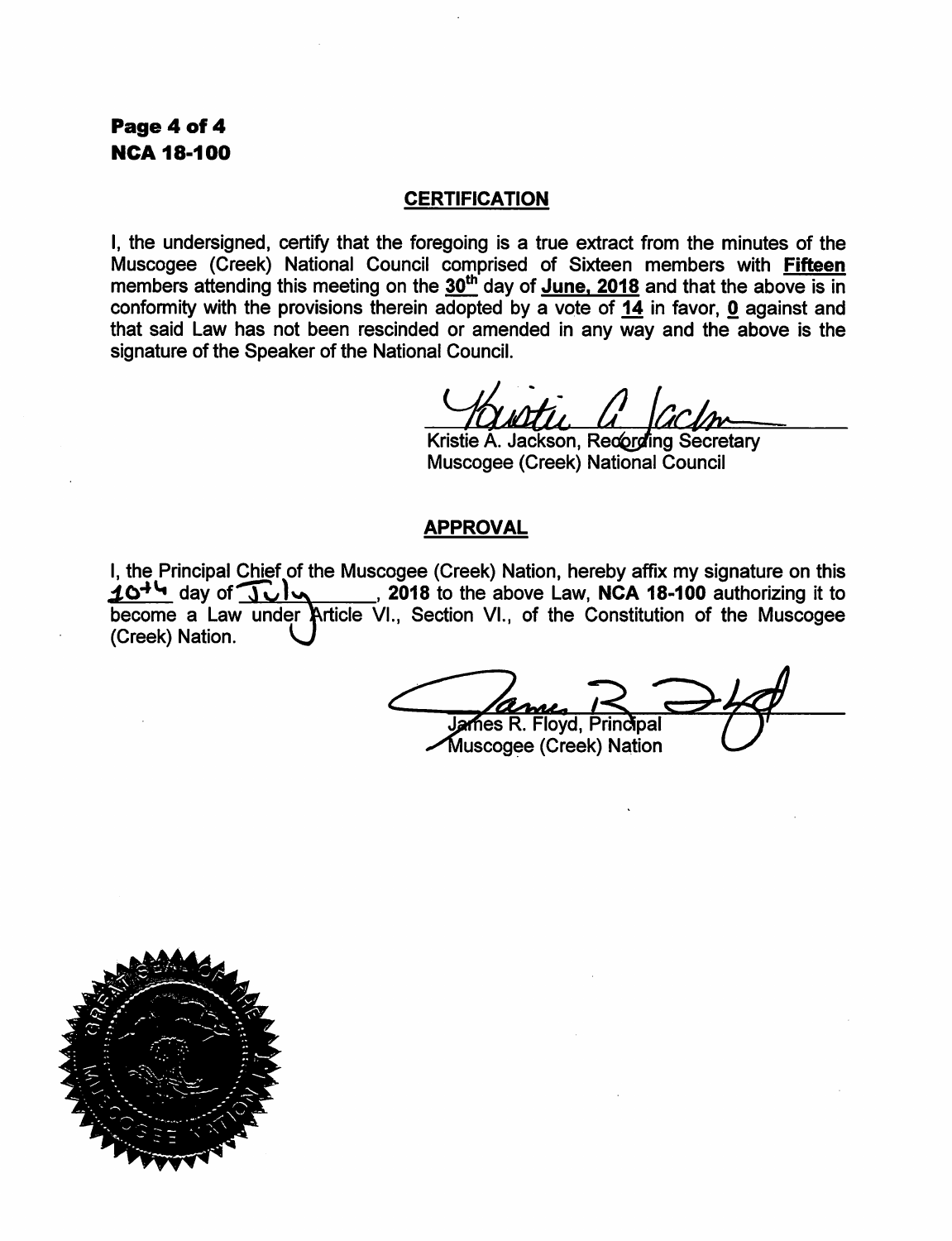**Page 4 of 4**
**NCA 18-100**

## CERTIFICATION

I, the undersigned, certify that the foregoing is a true extract from the minutes of the Muscogee (Creek) National Council comprised of Sixteen members with **Fifteen** members attending this meeting on the **30th** day of **June, 2018** and that the above is in conformity with the provisions therein adopted by a vote of **14** in favor, **0** against and that said Law has not been rescinded or amended in any way and the above is the signature of the Speaker of the National Council.

Kristie A. Jackson, Recording Secretary
Muscogee (Creek) National Council

## APPROVAL

I, the Principal Chief of the Muscogee (Creek) Nation, hereby affix my signature on this 10th day of July, **2018** to the above Law, **NCA 18-100** authorizing it to become a Law under Article VI., Section VI., of the Constitution of the Muscogee (Creek) Nation.

James R. Floyd, Principal
Muscogee (Creek) Nation